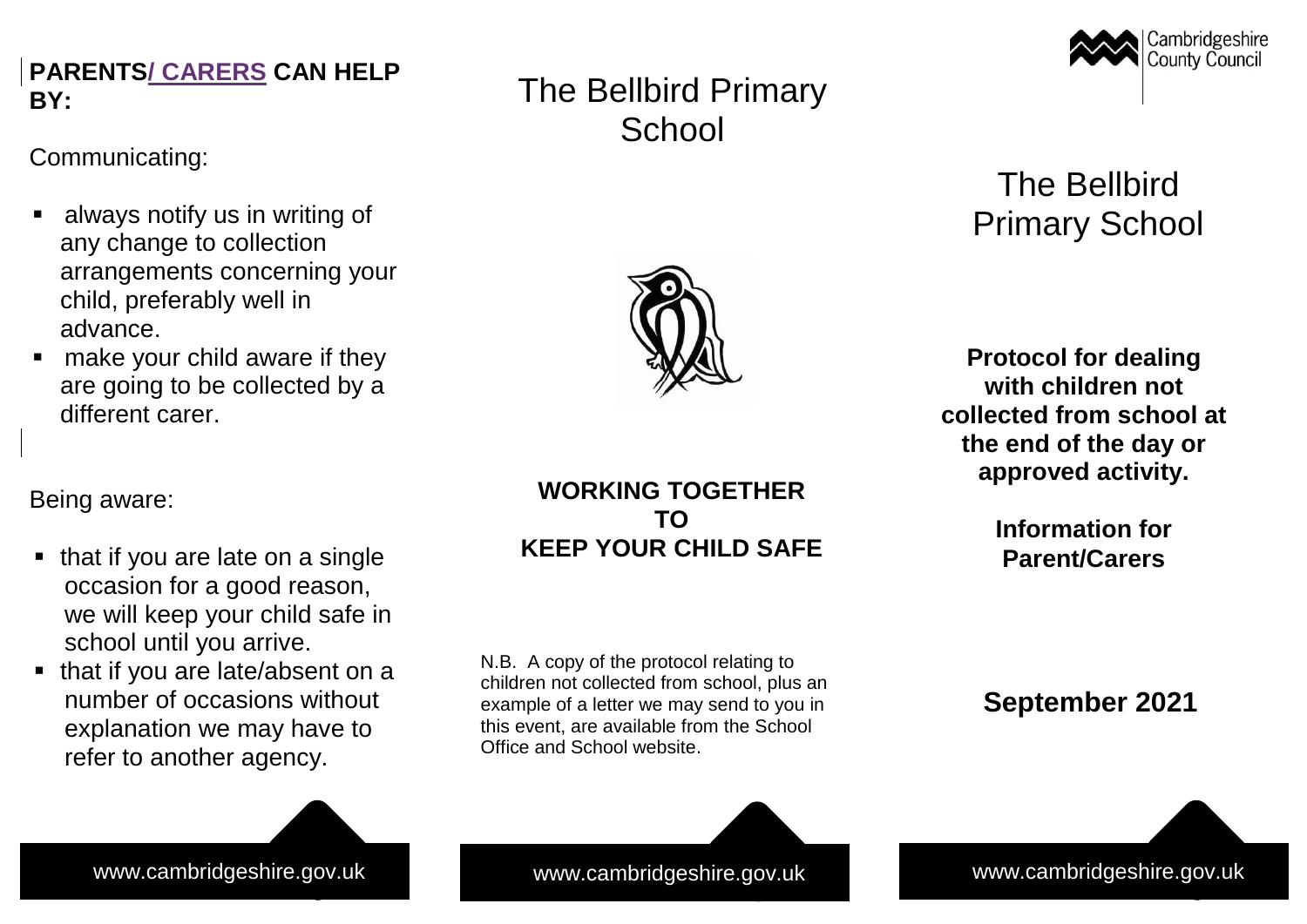**PARENTS/ CARERS CAN HELP BY:**

Communicating:

- always notify us in writing of any change to collection arrangements concerning your child, preferably well in advance.
- make your child aware if they are going to be collected by a different carer.

Being aware:

- that if you are late on a single occasion for a good reason, we will keep your child safe in school until you arrive.
- that if you are late/absent on a number of occasions without explanation we may have to refer to another agency.

www.cambridgeshire.gov.uk

# The Bellbird Primary School

**WORKING TOGETHER TO KEEP YOUR CHILD SAFE**

N.B. A copy of the protocol relating to children not collected from school, plus an example of a letter we may send to you in this event, are available from the School Office and School website.

www.cambridgeshire.gov.uk

Cambridgeshire County Council

# The Bellbird Primary School

**Protocol for dealing with children not collected from school at the end of the day or approved activity.**

**Information for Parent/Carers**

**September 2021**

www.cambridgeshire.gov.uk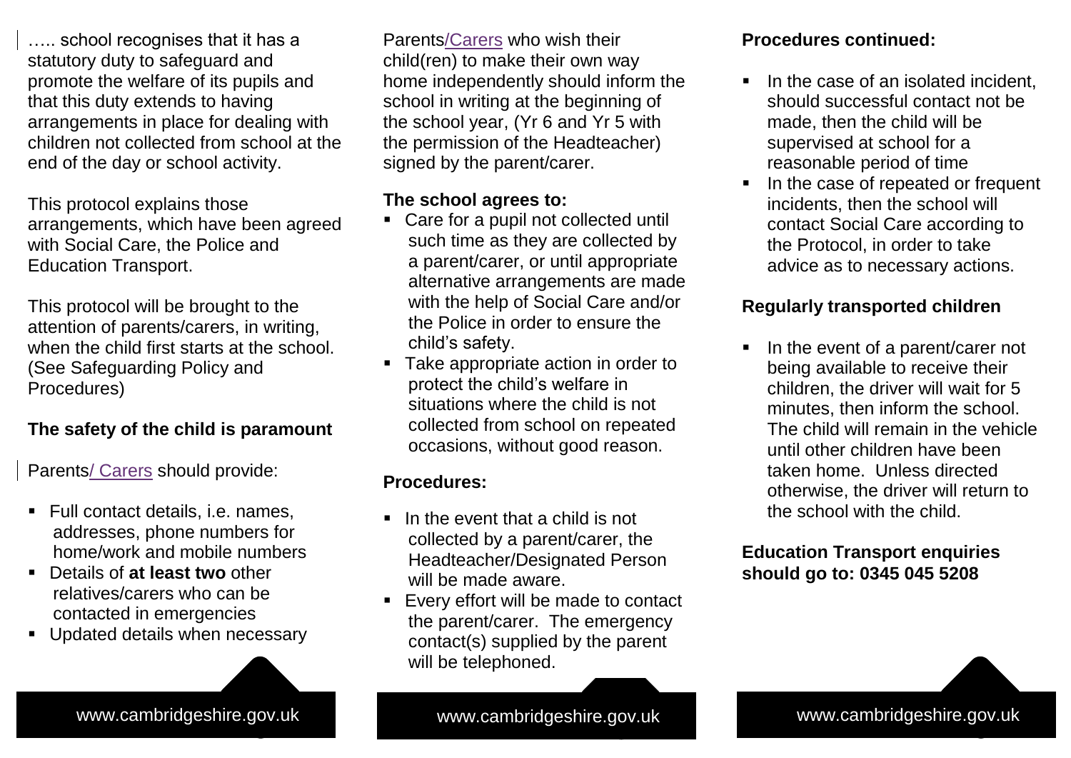….. school recognises that it has a statutory duty to safeguard and promote the welfare of its pupils and that this duty extends to having arrangements in place for dealing with children not collected from school at the end of the day or school activity.

This protocol explains those arrangements, which have been agreed with Social Care, the Police and Education Transport.

This protocol will be brought to the attention of parents/carers, in writing, when the child first starts at the school. (See Safeguarding Policy and Procedures)

**The safety of the child is paramount**

Parents/ Carers should provide:

- Full contact details, i.e. names, addresses, phone numbers for home/work and mobile numbers
- Details of **at least two** other relatives/carers who can be contacted in emergencies
- Updated details when necessary

Parents/Carers who wish their child(ren) to make their own way home independently should inform the school in writing at the beginning of the school year, (Yr 6 and Yr 5 with the permission of the Headteacher) signed by the parent/carer.

**The school agrees to:**

- Care for a pupil not collected until such time as they are collected by a parent/carer, or until appropriate alternative arrangements are made with the help of Social Care and/or the Police in order to ensure the child's safety.
- Take appropriate action in order to protect the child's welfare in situations where the child is not collected from school on repeated occasions, without good reason.

**Procedures:**

- In the event that a child is not collected by a parent/carer, the Headteacher/Designated Person will be made aware.
- Every effort will be made to contact the parent/carer. The emergency contact(s) supplied by the parent will be telephoned.

**Procedures continued:**

- In the case of an isolated incident, should successful contact not be made, then the child will be supervised at school for a reasonable period of time
- In the case of repeated or frequent incidents, then the school will contact Social Care according to the Protocol, in order to take advice as to necessary actions.

**Regularly transported children**

- In the event of a parent/carer not being available to receive their children, the driver will wait for 5 minutes, then inform the school. The child will remain in the vehicle until other children have been taken home. Unless directed otherwise, the driver will return to the school with the child.

**Education Transport enquiries should go to: 0345 045 5208**

www.cambridgeshire.gov.uk